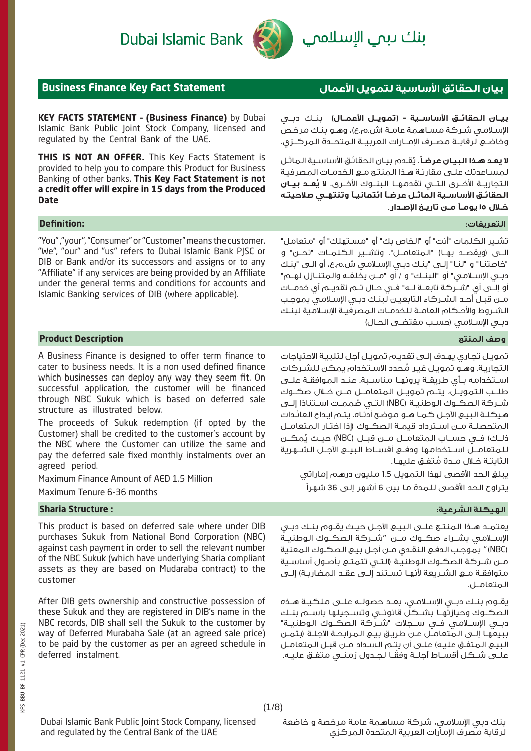Dubai Islamic Bank بنك دبي الإسلامي

## Business Finance Key Fact Statement

## بيان الحقائق الأساسية لتمويل الأعمال

**KEY FACTS STATEMENT - (Business Finance)** by Dubai Islamic Bank Public Joint Stock Company, licensed and regulated by the Central Bank of the UAE.

**THIS IS NOT AN OFFER.** This Key Facts Statement is provided to help you to compare this Product for Business Banking of other banks. **This Key Fact Statement is not a credit offer will expire in 15 days from the Produced Date**

**بيان الحقائق الأساسية - (تمويل الأعمال)** بنك دبي الإسلامي شركة مساهمة عامة (ش.م.ع)، وهو بنك مرخص وخاضع لرقابة مصرف الإمارات العربية المتحدة المركزي.

**لا يعد هذا البيان عرضاً**. يُقدم بيان الحقائق الأساسية الماثل لمساعدتك على مقارنة هذا المنتج مع الخدمات المصرفية التجارية الأخرى التي تقدمها البنوك الأخرى. **لا يُعد بيان الحقائق الأساسية الماثل عرضاً ائتمانياً وتنتهي صلاحيته خلال ١٥ يوماً من تاريخ الإصدار.**

### Definition:

"You","your","Consumer" or "Customer" means the customer. "We", "our" and "us" refers to Dubai Islamic Bank PJSC or DIB or Bank and/or its successors and assigns or to any "Affiliate" if any services are being provided by an Affiliate under the general terms and conditions for accounts and Islamic Banking services of DIB (where applicable).

### التعريفات:

تشير الكلمات "أنت" أو "الخاص بك" أو "مستهلك" أو "متعامل" الى (ويقصد بها) "المتعامل". وتشير الكلمات "نحن" و "خاصتنا" و "لنا" إلى "بنك دبي الإسلامي ش.م.ع. أو الى "بنك دبي الإسلامي" أو "البنك" و / أو "من يخلفه والمتنازل لهم" أو إلى أي "شركة تابعة له" في حال تم تقديم أي خدمات من قبل أحد الشركاء التابعين لبنك دبي الإسلامي بموجب الشروط والأحكام العامة للخدمات المصرفية الإسلامية لبنك دبي الإسلامي (حسب مقتضى الحال)

### Product Description

A Business Finance is designed to offer term finance to cater to business needs. It is a non used defined finance which businesses can deploy any way they seem fit. On successful application, the customer will be financed through NBC Sukuk which is based on deferred sale structure as illustrated below.

The proceeds of Sukuk redemption (if opted by the Customer) shall be credited to the customer's account by the NBC where the Customer can utilize the same and pay the deferred sale fixed monthly instalments over an agreed period.

Maximum Finance Amount of AED 1.5 Million

Maximum Tenure 6-36 months

### وصف المنتج

تمويل تجاري يهدف إلى تقديم تمويل آجل لتلبية الاحتياجات التجارية. وهو تمويل غير مُحدد الاستخدام يمكن للشركات استخدامه بأي طريقة يرونها مناسبة. عند الموافقة على طلب التمويل، يتم تمويل المتعامل من خلال صكوك شركة الصكوك الوطنية (NBC) التي ضممت استناداً إلى هيكلة البيع الآجل كما هو موضح أدناه. يتم إيداع العائدات المتحصلة من استرداد قيمة الصكوك (إذا اختار المتعامل ذلك) في حساب المتعامل من قبل (NBC) حيث يُمكن للمتعامل استخدامها ودفع أقساط البيع الآجل الشهرية الثابتة خلال مدة مُتفق عليها.

يبلغ الحد الأقصى لهذا التمويل 1.5 مليون درهم إماراتي

يتراوح الحد الأقصى للمدة ما بين 6 أشهر إلى 36 شهراً

### Sharia Structure :

This product is based on deferred sale where under DIB purchases Sukuk from National Bond Corporation (NBC) against cash payment in order to sell the relevant number of the NBC Sukuk (which have underlying Sharia compliant assets as they are based on Mudaraba contract) to the customer

After DIB gets ownership and constructive possession of these Sukuk and they are registered in DIB's name in the NBC records, DIB shall sell the Sukuk to the customer by way of Deferred Murabaha Sale (at an agreed sale price) to be paid by the customer as per an agreed schedule in deferred instalment.

### الهيكلة الشرعية:

يعتمد هذا المنتج على البيع الآجل حيث يقوم بنك دبي الإسلامي بشراء صكوك من "شركة الصكوك الوطنية (NBC)" بموجب الدفع النقدي من أجل بيع الصكوك المعنية من شركة الصكوك الوطنية (التي تتمتع بأصول أساسية متوافقة مع الشريعة لأنها تستند إلى عقد المضاربة) إلى المتعامل.

يقوم بنك دبي الإسلامي، بعد حصوله على ملكية هذه الصكوك وحيازتها بشكل قانوني وتسجيلها باسم بنك دبي الإسلامي في سجلات "شركة الصكوك الوطنية" ببيعها إلى المتعامل عن طريق بيع المرابحة الآجلة (بثمن البيع المتفق عليه) على أن يتم السداد من قبل المتعامل على شكل أقساط آجلة وفقاً لجدول زمني متفق عليه.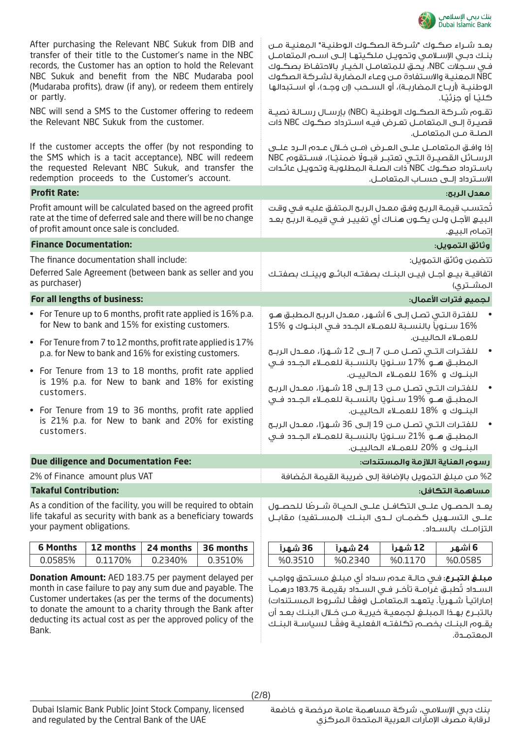After purchasing the Relevant NBC Sukuk from DIB and transfer of their title to the Customer's name in the NBC records, the Customer has an option to hold the Relevant NBC Sukuk and benefit from the NBC Mudaraba pool (Mudaraba profits), draw (if any), or redeem them entirely or partly.

بعـد شـراء صكـوك "شـركـة الصكـوك الوطنيـة" المعنيـة مـن بنـك دبـي الإسـلامي وتحويـل ملكيتهـا إلـى اسـم المتعامـل فـي سـجلات NBC، يحـق للمتعامـل الخيـار بالاحتفـاظ بصكـوك NBC المعنيـة والاسـتفادة مـن وعـاء المضاربـة لشـركـة الصكـوك الوطنيـة (أربـاح المضاربـة)، أو السـحب (إن وجـد)، أو اسـتبدالها كليًـا أو جزئيًـا.

NBC will send a SMS to the Customer offering to redeem the Relevant NBC Sukuk from the customer.

تقـوم شـركـة الصكـوك الوطنيـة (NBC) بإرسـال رسـالة نصيـة قصيـرة إلـى المتعامـل تعـرض فيـه اسـترداد صكـوك NBC ذات الصلـة مـن المتعامـل.

If the customer accepts the offer (by not responding to the SMS which is a tacit acceptance), NBC will redeem the requested Relevant NBC Sukuk, and transfer the redemption proceeds to the Customer's account.

إذا وافـق المتعامـل علـى العـرض (مـن خـلال عـدم الـرد علـى الرسـائل القصيـرة التـي تعتبـر قبـولاً ضمنيـا)، فسـتقوم NBC باسـترداد صكـوك NBC ذات الصلـة المطلوبـة وتحويـل عائـدات الاسـترداد إلـى حسـاب المتعامـل.

## Profit Rate: / معدل الربح:

Profit amount will be calculated based on the agreed profit rate at the time of deferred sale and there will be no change of profit amount once sale is concluded.

تُحتسب قيمـة الربح وفق معـدل الربح المتفق عليـه فـي وقت البيـع الأجـل ولـن يكـون هنـاك أي تغييـر فـي قيمـة الربـح بعـد إتمـام البيـع.

## Finance Documentation: / وثائق التمويل:

The finance documentation shall include:

Deferred Sale Agreement (between bank as seller and you as purchaser)

تتضمن وثائق التمويل:

اتفاقيـة بيـع آجـل (بيـن البنـك بصفتـه البائـع وبينـك بصفتـك المشـتري)

## For all lengths of business: / لجميع فترات الأعمال:

- For Tenure up to 6 months, profit rate applied is 16% p.a. for New to bank and 15% for existing customers.
- For Tenure from 7 to 12 months, profit rate applied is 17% p.a. for New to bank and 16% for existing customers.
- For Tenure from 13 to 18 months, profit rate applied is 19% p.a. for New to bank and 18% for existing customers.
- For Tenure from 19 to 36 months, profit rate applied is 21% p.a. for New to bank and 20% for existing customers.

- للفتـرة التـي تصـل إلـى 6 أشـهر، معـدل الربـح المطبـق هـو 16% سـنوياً بالنسـبة للعمـلاء الجـدد فـي البنـوك و 15% للعمـلاء الحالييـن.
- للفتـرات التـي تصـل مـن 7 إلـى 12 شـهرًا، معـدل الربـح المطبـق هـو 17% سـنويًا بالنسـبة للعمـلاء الجـدد فـي البنـوك و 16% للعمـلاء الحالييـن.
- للفتـرات التـي تصـل مـن 13 إلـى 18 شـهرًا، معـدل الربـح المطبـق هـو 19% سـنويًا بالنسـبة للعمـلاء الجـدد فـي البنـوك و 18% للعمـلاء الحالييـن.
- للفتـرات التـي تصـل مـن 19 إلـى 36 شـهرًا، معـدل الربـح المطبـق هـو 21% سـنويًا بالنسـبة للعمـلاء الجـدد فـي البنـوك و 20% للعمـلاء الحالييـن.

## Due diligence and Documentation Fee: / رسوم العناية اللازمة والمستندات:

2% of Finance amount plus VAT

2% من مبلغ التمويل بالإضافة إلى ضريبة القيمة المُضافة

## Takaful Contribution: / مساهمة التكافل:

As a condition of the facility, you will be required to obtain life takaful as security with bank as a beneficiary towards your payment obligations.

يعـد الحصـول علـى التكافـل علـى الحيـاة شـرطًا للحصـول علـى التسـهيل كضمـان لـدى البنـك (المسـتفيد) مقابـل التزامـك بالسـداد.

| 6 Months | 12 months | 24 months | 36 months |
|---|---|---|---|
| 0.0585% | 0.1170% | 0.2340% | 0.3510% |

| 36 شهراً | 24 شهراً | 12 شهراً | 6 أشهر |
|---|---|---|---|
| %0.3510 | %0.2340 | %0.1170 | %0.0585 |

**Donation Amount:** AED 183.75 per payment delayed per month in case failure to pay any sum due and payable. The Customer undertakes (as per the terms of the documents) to donate the amount to a charity through the Bank after deducting its actual cost as per the approved policy of the Bank.

**مبلـغ التبـرع:** فـي حالـة عـدم سـداد أي مبلـغ مسـتحق وواجـب السـداد تُطبـق غرامـة تأخـر فـي السـداد بقيمـة 183.75 درهمـاً إماراتيـاً شـهرياً. يتعهـد المتعامـل (وفقًـا لشـروط المسـتندات) بالتبـرع بهـذا المبلـغ لجمعيـة خيريـة مـن خـلال البنـك بعـد أن يقـوم البنـك بخصـم تكلفتـه الفعليـة وفقًـا لسياسـة البنـك المعتمـدة.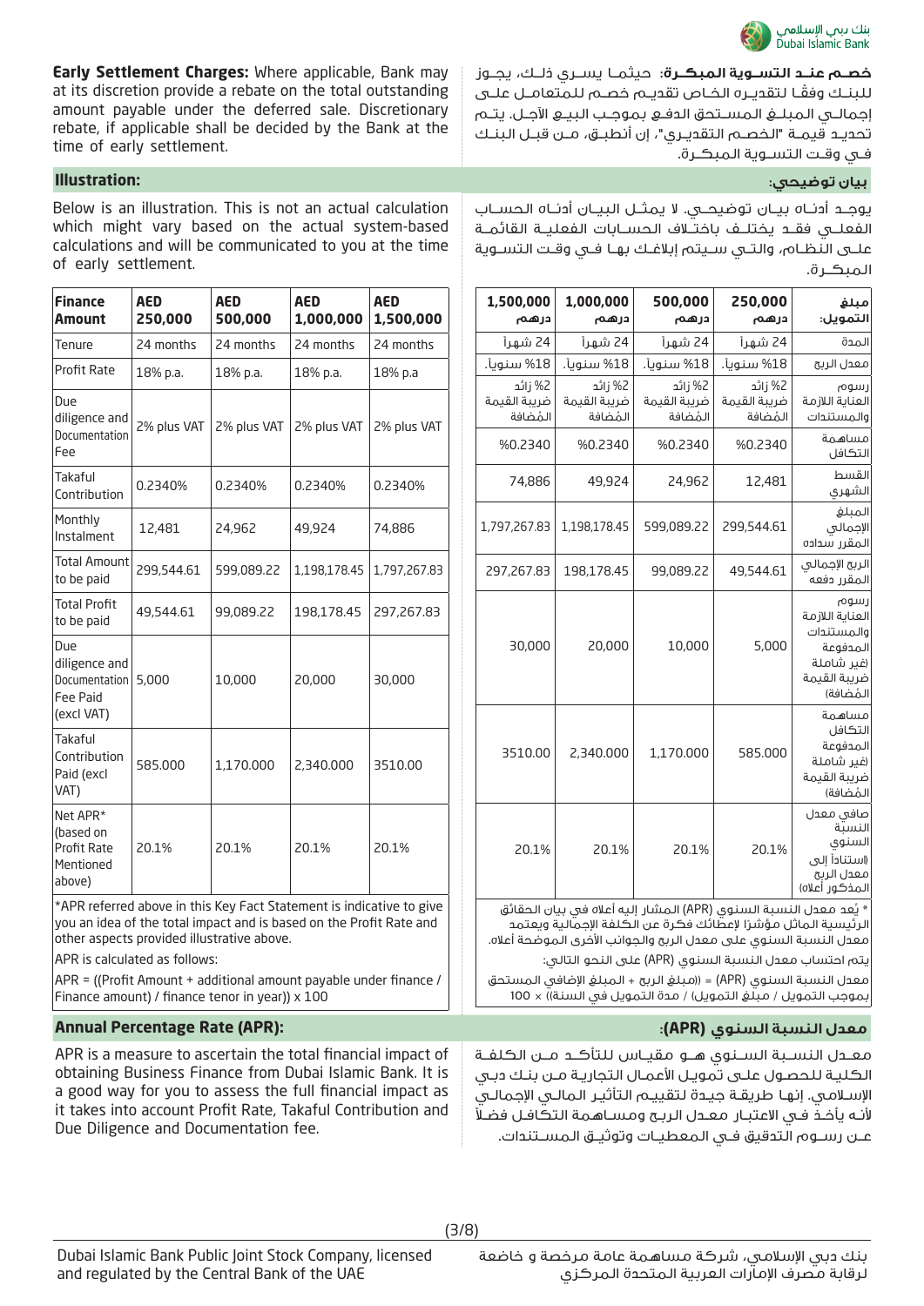**Early Settlement Charges:** Where applicable, Bank may at its discretion provide a rebate on the total outstanding amount payable under the deferred sale. Discretionary rebate, if applicable shall be decided by the Bank at the time of early settlement.

**خصم عند التسوية المبكرة**: حيثما يسري ذلك، يجوز للبنك وفقًا لتقديره الخاص تقديم خصم للمتعامل على إجمالي المبلغ المستحق الدفع بموجب البيع الآجل. يتم تحديد قيمة "الخصم التقديري"، إن أنطبق، من قبل البنك في وقت التسوية المبكرة.

## Illustration:

## بيان توضيحي:

Below is an illustration. This is not an actual calculation which might vary based on the actual system-based calculations and will be communicated to you at the time of early settlement.

يوجد أدناه بيان توضيحي. لا يمثل البيان أدناه الحساب الفعلي فقد يختلف باختلاف الحسابات الفعلية القائمة على النظام، والتي سيتم إبلاغك بها في وقت التسوية المبكرة.

| Finance Amount | AED 250,000 | AED 500,000 | AED 1,000,000 | AED 1,500,000 |
|---|---|---|---|---|
| Tenure | 24 months | 24 months | 24 months | 24 months |
| Profit Rate | 18% p.a. | 18% p.a. | 18% p.a. | 18% p.a |
| Due diligence and Documentation Fee | 2% plus VAT | 2% plus VAT | 2% plus VAT | 2% plus VAT |
| Takaful Contribution | 0.2340% | 0.2340% | 0.2340% | 0.2340% |
| Monthly Instalment | 12,481 | 24,962 | 49,924 | 74,886 |
| Total Amount to be paid | 299,544.61 | 599,089.22 | 1,198,178.45 | 1,797,267.83 |
| Total Profit to be paid | 49,544.61 | 99,089.22 | 198,178.45 | 297,267.83 |
| Due diligence and Documentation Fee Paid (excl VAT) | 5,000 | 10,000 | 20,000 | 30,000 |
| Takaful Contribution Paid (excl VAT) | 585.000 | 1,170.000 | 2,340.000 | 3510.00 |
| Net APR* (based on Profit Rate Mentioned above) | 20.1% | 20.1% | 20.1% | 20.1% |

*APR referred above in this Key Fact Statement is indicative to give you an idea of the total impact and is based on the Profit Rate and other aspects provided illustrative above.

APR is calculated as follows:

APR = ((Profit Amount + additional amount payable under finance / Finance amount) / finance tenor in year)) x 100

| مبلغ التمويل: | 250,000 درهم | 500,000 درهم | 1,000,000 درهم | 1,500,000 درهم |
|---|---|---|---|---|
| المدة | 24 شهراً | 24 شهراً | 24 شهراً | 24 شهراً |
| معدل الربح | 18% سنوياً. | 18% سنوياً. | 18% سنوياً. | 18% سنوياً. |
| رسوم العناية اللازمة والمستندات | 2% زائد ضريبة القيمة المُضافة | 2% زائد ضريبة القيمة المُضافة | 2% زائد ضريبة القيمة المُضافة | 2% زائد ضريبة القيمة المُضافة |
| مساهمة التكافل | 0.2340% | 0.2340% | 0.2340% | 0.2340% |
| القسط الشهري | 12,481 | 24,962 | 49,924 | 74,886 |
| المبلغ الإجمالي المقرر سداده | 299,544.61 | 599,089.22 | 1,198,178.45 | 1,797,267.83 |
| الربح الإجمالي المقرر دفعه | 49,544.61 | 99,089.22 | 198,178.45 | 297,267.83 |
| رسوم العناية اللازمة والمستندات المدفوعة (غير شاملة ضريبة القيمة المُضافة) | 5,000 | 10,000 | 20,000 | 30,000 |
| مساهمة التكافل المدفوعة (غير شاملة ضريبة القيمة المُضافة) | 585.000 | 1,170.000 | 2,340.000 | 3510.00 |
| صافي معدل النسبة السنوي (استناداً إلى معدل الربح المذكور أعلاه) | 20.1% | 20.1% | 20.1% | 20.1% |

* يُعد معدل النسبة السنوي (APR) المشار إليه أعلاه في بيان الحقائق الرئيسية الماثل مؤشرًا لإعطائك فكرة عن الكلفة الإجمالية ويعتمد معدل النسبة السنوي على معدل الربح والجوانب الأخرى الموضحة أعلاه.

يتم احتساب معدل النسبة السنوي (APR) على النحو التالي:

معدل النسبة السنوي (APR) = ((مبلغ الربح + المبلغ الإضافي المستحق بموجب التمويل / مبلغ التمويل) / مدة التمويل في السنة)) × 100

## Annual Percentage Rate (APR):

## معدل النسبة السنوي (APR):

APR is a measure to ascertain the total financial impact of obtaining Business Finance from Dubai Islamic Bank. It is a good way for you to assess the full financial impact as it takes into account Profit Rate, Takaful Contribution and Due Diligence and Documentation fee.

معدل النسبة السنوي هو مقياس للتأكد من الكلفة الكلية للحصول على تمويل الأعمال التجارية من بنك دبي الإسلامي. إنها طريقة جيدة لتقييم التأثير المالي الإجمالي لأنه يأخذ في الاعتبار معدل الربح ومساهمة التكافل فضلاً عن رسوم التدقيق في المعطيات وتوثيق المستندات.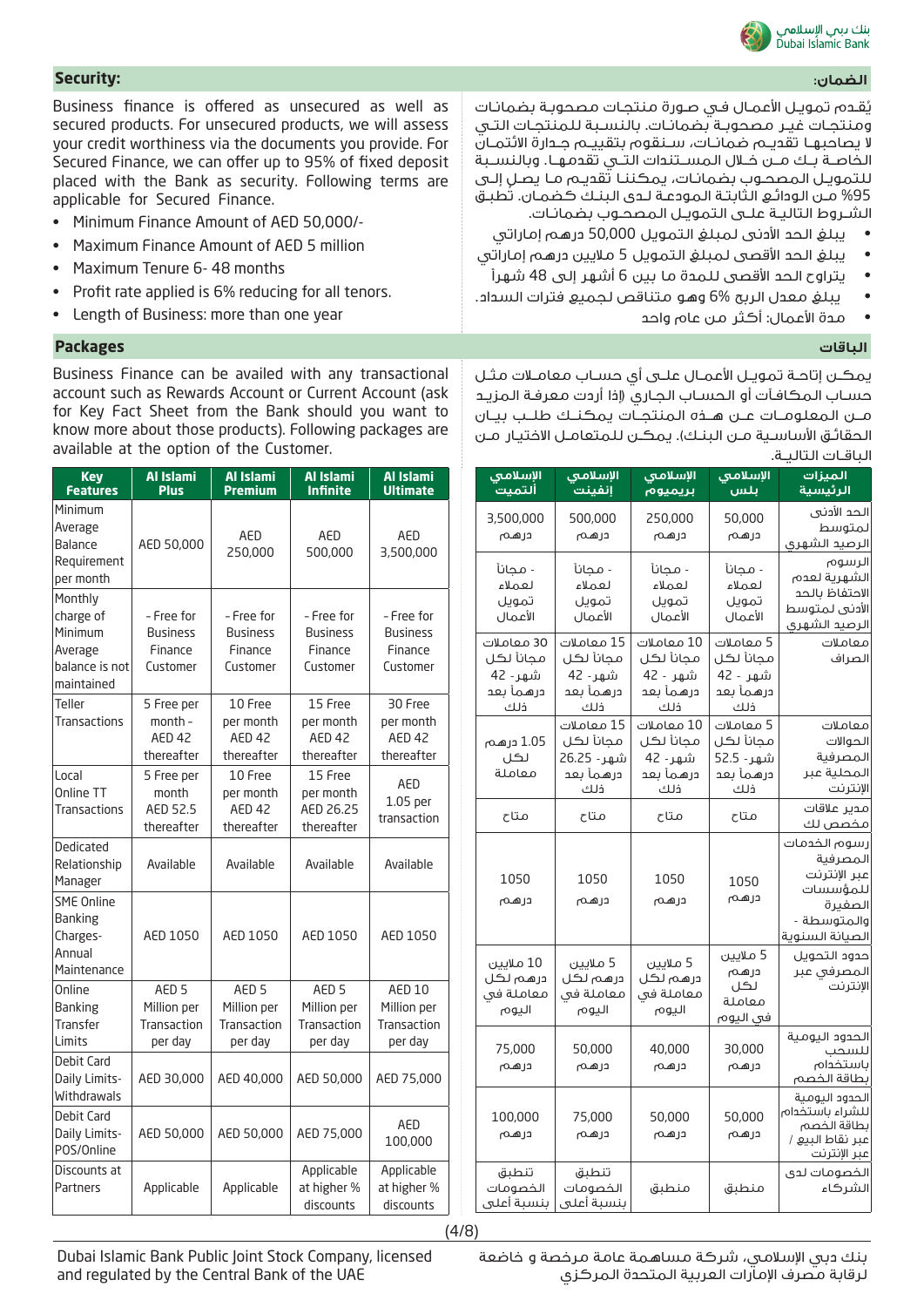## Security:

Business finance is offered as unsecured as well as secured products. For unsecured products, we will assess your credit worthiness via the documents you provide. For Secured Finance, we can offer up to 95% of fixed deposit placed with the Bank as security. Following terms are applicable for Secured Finance.

- Minimum Finance Amount of AED 50,000/-
- Maximum Finance Amount of AED 5 million
- Maximum Tenure 6- 48 months
- Profit rate applied is 6% reducing for all tenors.
- Length of Business: more than one year

## الضمان:

يُقدم تمويل الأعمال في صورة منتجات مصحوبة بضمانات ومنتجات غير مصحوبة بضمانات. بالنسبة للمنتجات التي لا يصاحبها تقديم ضمانات، سنقوم بتقييم جدارة الائتمان الخاصة بك من خلال المستندات التي تقدمها. وبالنسبة للتمويل المصحوب بضمانات، يمكننا تقديم ما يصل إلى 95% من الودائع الثابتة المودعة لدى البنك كضمان. تطبق الشروط التالية على التمويل المصحوب بضمانات.

- يبلغ الحد الأدنى لمبلغ التمويل 50,000 درهم إماراتي
- يبلغ الحد الأقصى لمبلغ التمويل 5 ملايين درهم إماراتي
- يتراوح الحد الأقصى للمدة ما بين 6 أشهر إلى 48 شهراً
- يبلغ معدل الربح 6% وهو متناقص لجميع فترات السداد.
- مدة الأعمال: أكثر من عام واحد

## Packages

Business Finance can be availed with any transactional account such as Rewards Account or Current Account (ask for Key Fact Sheet from the Bank should you want to know more about those products). Following packages are available at the option of the Customer.

| Key Features | Al Islami Plus | Al Islami Premium | Al Islami Infinite | Al Islami Ultimate |
|---|---|---|---|---|
| Minimum Average Balance Requirement per month | AED 50,000 | AED 250,000 | AED 500,000 | AED 3,500,000 |
| Monthly charge of Minimum Average balance is not maintained | - Free for Business Finance Customer | - Free for Business Finance Customer | - Free for Business Finance Customer | - Free for Business Finance Customer |
| Teller Transactions | 5 Free per month - AED 42 thereafter | 10 Free per month AED 42 thereafter | 15 Free per month AED 42 thereafter | 30 Free per month AED 42 thereafter |
| Local Online TT Transactions | 5 Free per month AED 52.5 thereafter | 10 Free per month AED 42 thereafter | 15 Free per month AED 26.25 thereafter | AED 1.05 per transaction |
| Dedicated Relationship Manager | Available | Available | Available | Available |
| SME Online Banking Charges- Annual Maintenance | AED 1050 | AED 1050 | AED 1050 | AED 1050 |
| Online Banking Transfer Limits | AED 5 Million per Transaction per day | AED 5 Million per Transaction per day | AED 5 Million per Transaction per day | AED 10 Million per Transaction per day |
| Debit Card Daily Limits- Withdrawals | AED 30,000 | AED 40,000 | AED 50,000 | AED 75,000 |
| Debit Card Daily Limits- POS/Online | AED 50,000 | AED 50,000 | AED 75,000 | AED 100,000 |
| Discounts at Partners | Applicable | Applicable | Applicable at higher % discounts | Applicable at higher % discounts |

## الباقات

يمكن إتاحة تمويل الأعمال على أي حساب معاملات مثل حساب المكافآت أو الحساب الجاري (إذا أردت معرفة المزيد من المعلومات عن هذه المنتجات يمكنك طلب بيان الحقائق الأساسية من البنك). يمكن للمتعامل الاختيار من الباقات التالية.

| الميزات الرئيسية | الإسلامي بلس | الإسلامي بريميوم | الإسلامي إنفنيت | الإسلامي ألتميت |
|---|---|---|---|---|
| الحد الأدنى لمتوسط الرصيد الشهري | 50,000 درهم | 250,000 درهم | 500,000 درهم | 3,500,000 درهم |
| الرسوم الشهرية لعدم الاحتفاظ بالحد الأدنى لمتوسط الرصيد الشهري | - مجاناً لعملاء تمويل الأعمال | - مجاناً لعملاء تمويل الأعمال | - مجاناً لعملاء تمويل الأعمال | - مجاناً لعملاء تمويل الأعمال |
| معاملات الصراف | 5 معاملات مجاناً لكل شهر - 42 درهماً بعد ذلك | 10 معاملات مجاناً لكل شهر - 42 درهماً بعد ذلك | 15 معاملات مجاناً لكل شهر - 42 درهماً بعد ذلك | 30 معاملات مجاناً لكل شهر - 42 درهماً بعد ذلك |
| معاملات الحوالات المصرفية المحلية عبر الإنترنت | 5 معاملات مجاناً لكل شهر - 52.5 درهماً بعد ذلك | 10 معاملات مجاناً لكل شهر - 42 درهماً بعد ذلك | 15 معاملات مجاناً لكل شهر - 26.25 درهماً بعد ذلك | 1.05 درهم لكل معاملة |
| مدير علاقات مخصص لك | متاح | متاح | متاح | متاح |
| رسوم الخدمات المصرفية عبر الإنترنت للمؤسسات الصغيرة والمتوسطة - الصيانة السنوية | 1050 درهم | 1050 درهم | 1050 درهم | 1050 درهم |
| حدود التحويل المصرفي عبر الإنترنت | 5 ملايين درهم لكل معاملة في اليوم | 5 ملايين درهم لكل معاملة في اليوم | 5 ملايين درهم لكل معاملة في اليوم | 10 ملايين درهم لكل معاملة في اليوم |
| الحدود اليومية للسحب باستخدام بطاقة الخصم | 30,000 درهم | 40,000 درهم | 50,000 درهم | 75,000 درهم |
| الحدود اليومية للشراء باستخدام بطاقة الخصم عبر نقاط البيع / عبر الإنترنت | 50,000 درهم | 50,000 درهم | 75,000 درهم | 100,000 درهم |
| الخصومات لدى الشركاء | منطبق | منطبق | تنطبق الخصومات بنسبة أعلى | تنطبق الخصومات بنسبة أعلى |

Dubai Islamic Bank Public Joint Stock Company, licensed and regulated by the Central Bank of the UAE

بنك دبي الإسلامي، شركة مساهمة عامة مرخصة و خاضعة لرقابة مصرف الإمارات العربية المتحدة المركزي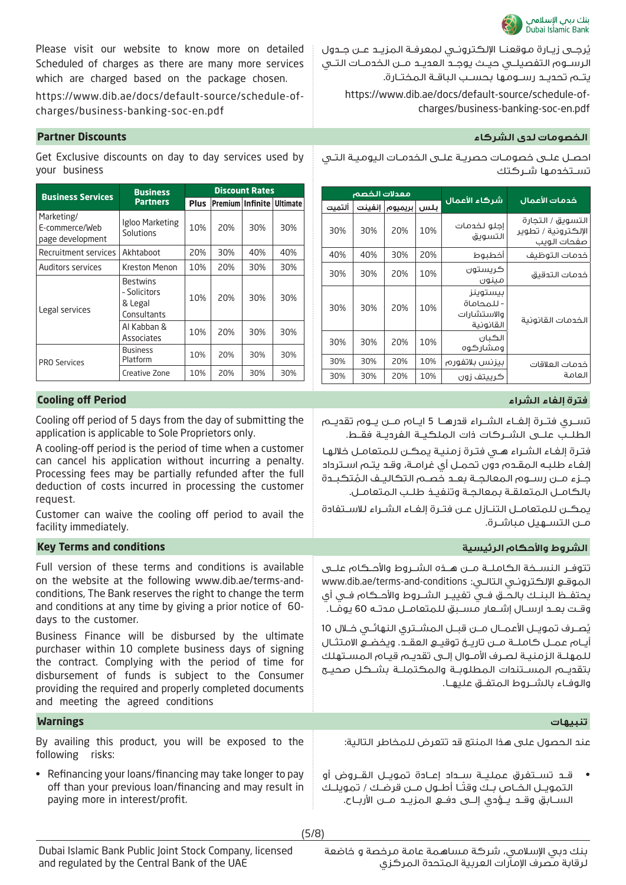Please visit our website to know more on detailed Scheduled of charges as there are many more services which are charged based on the package chosen.

https://www.dib.ae/docs/default-source/schedule-of-charges/business-banking-soc-en.pdf

يُرجى زيارة موقعنا الإلكتروني لمعرفة المزيد عن جدول الرسوم التفصيلي حيث يوجد العديد من الخدمات التي يتم تحديد رسومها بحسب الباقة المختارة.

https://www.dib.ae/docs/default-source/schedule-of-charges/business-banking-soc-en.pdf

## Partner Discounts

## الخصومات لدى الشركاء

Get Exclusive discounts on day to day services used by your business

احصل على خصومات حصرية على الخدمات اليومية التي تستخدمها شركتك

| Business Services | Business Partners | Discount Rates | | | |
|---|---|---|---|---|---|
| | | Plus | Premium | Infinite | Ultimate |
| Marketing/ E-commerce/Web page development | Igloo Marketing Solutions | 10% | 20% | 30% | 30% |
| Recruitment services | Akhtaboot | 20% | 30% | 40% | 40% |
| Auditors services | Kreston Menon | 10% | 20% | 30% | 30% |
| Legal services | Bestwins - Solicitors & Legal Consultants | 10% | 20% | 30% | 30% |
| | Al Kabban & Associates | 10% | 20% | 30% | 30% |
| PRO Services | Business Platform | 10% | 20% | 30% | 30% |
| | Creative Zone | 10% | 20% | 30% | 30% |

| خدمات الأعمال | شركاء الأعمال | معدلات الخصم | | | |
|---|---|---|---|---|---|
| | | بلس | بريميوم | إنفينت | ألتميت |
| التسويق / التجارة الإلكترونية / تطوير صفحات الويب | إجلو لخدمات التسويق | 10% | 20% | 30% | 30% |
| خدمات التوظيف | أخطبوط | 20% | 30% | 40% | 40% |
| خدمات التدقيق | كريستون مينون | 10% | 20% | 30% | 30% |
| الخدمات القانونية | بيستوينز - للمحاماة والاستشارات القانونية | 10% | 20% | 30% | 30% |
| | الكبان ومشاركوه | 10% | 20% | 30% | 30% |
| خدمات العلاقات العامة | بيزنس بلاتفورم | 10% | 20% | 30% | 30% |
| | كرييتف زون | 10% | 20% | 30% | 30% |

## Cooling off Period

## فترة إلغاء الشراء

Cooling off period of 5 days from the day of submitting the application is applicable to Sole Proprietors only.

A cooling-off period is the period of time when a customer can cancel his application without incurring a penalty. Processing fees may be partially refunded after the full deduction of costs incurred in processing the customer request.

Customer can waive the cooling off period to avail the facility immediately.

تسري فترة إلغاء الشراء قدرها 5 ايام من يوم تقديم الطلب على الشركات ذات الملكية الفردية فقط.

فترة إلغاء الشراء هي فترة زمنية يمكن للمتعامل خلالها إلغاء طلبه المقدم دون تحمل أي غرامة، وقد يتم استرداد جزء من رسوم المعالجة بعد خصم التكاليف المُتكبدة بالكامل المتعلقة بمعالجة وتنفيذ طلب المتعامل.

يمكن للمتعامل التنازل عن فترة إلغاء الشراء للاستفادة من التسهيل مباشرة.

## Key Terms and conditions

## الشروط والأحكام الرئيسية

Full version of these terms and conditions is available on the website at the following www.dib.ae/terms-and-conditions, The Bank reserves the right to change the term and conditions at any time by giving a prior notice of 60-days to the customer.

Business Finance will be disbursed by the ultimate purchaser within 10 complete business days of signing the contract. Complying with the period of time for disbursement of funds is subject to the Consumer providing the required and properly completed documents and meeting the agreed conditions

تتوفر النسخة الكاملة من هذه الشروط والأحكام على الموقع الإلكتروني التالي: www.dib.ae/terms-and-conditions يحتفظ البنك بالحق في تغيير الشروط والأحكام في أي وقت بعد ارسال إشعار مسبق للمتعامل مدته 60 يوماً.

يُصرف تمويل الأعمال من قبل المشتري النهائي خلال 10 أيام عمل كاملة من تاريخ توقيع العقد. ويخضع الامتثال للمهلة الزمنية لصرف الأموال إلى تقديم قيام المستهلك بتقديم المستندات المطلوبة والمكتملة بشكل صحيح والوفاء بالشروط المتفق عليها.

## Warnings

## تنبيهات

By availing this product, you will be exposed to the following risks:

- Refinancing your loans/financing may take longer to pay off than your previous loan/financing and may result in paying more in interest/profit.

عند الحصول على هذا المنتج قد تتعرض للمخاطر التالية:

- قد تستغرق عملية سداد إعادة تمويل القروض أو التمويل الخاص بك وقتاً أطول من قرضك / تمويلك السابق وقد يؤدي إلى دفع المزيد من الأرباح.

Dubai Islamic Bank Public Joint Stock Company, licensed and regulated by the Central Bank of the UAE

بنك دبي الإسلامي، شركة مساهمة عامة مرخصة و خاضعة لرقابة مصرف الإمارات العربية المتحدة المركزي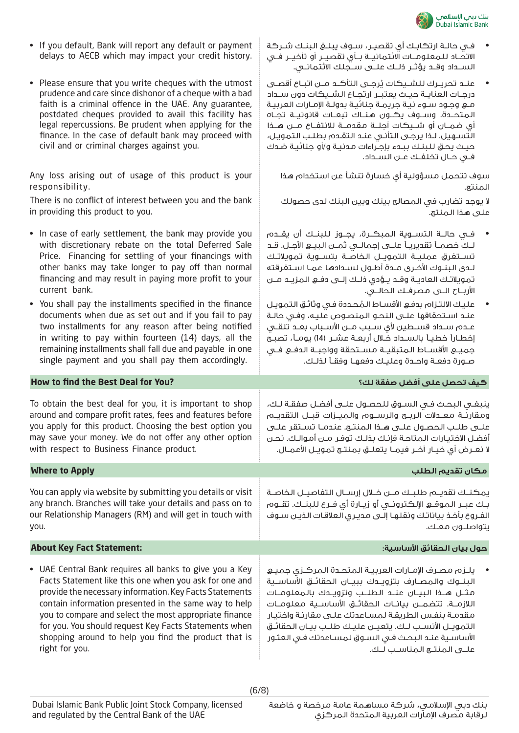- If you default, Bank will report any default or payment delays to AECB which may impact your credit history.

- في حالة ارتكابك أي تقصير، سوف يبلغ البنك شركة الاتحاد للمعلومات الائتمانية بأي تقصير أو تأخير في السداد وقد يؤثر ذلك على سجلك الائتماني.

- Please ensure that you write cheques with the utmost prudence and care since dishonor of a cheque with a bad faith is a criminal offence in the UAE. Any guarantee, postdated cheques provided to avail this facility has legal repercussions. Be prudent when applying for the finance. In the case of default bank may proceed with civil and or criminal charges against you.

- عند تحرير للشيكات يُرجى التأكد من اتباع أقصى درجات العناية حيث يعتبر ارتجاع الشيكات دون سداد مع وجود سوء نية جريمة جنائية بدولة الإمارات العربية المتحدة. وسوف يكون هناك تبعات قانونية تجاه أي ضمان أو شيكات آجلة مقدمة للانتفاع من هذا التسهيل. لذا يرجى التأني عند التقدم بطلب التمويل، حيث يحق للبنك بدء بإجراءات مدنية و/أو جنائية ضدك في حال تخلفك عن السداد.

Any loss arising out of usage of this product is your responsibility.

سوف تتحمل مسؤولية أي خسارة تنشأ عن استخدام هذا المنتج.

There is no conflict of interest between you and the bank in providing this product to you.

لا يوجد تضارب في المصالح بينك وبين البنك لدى حصولك على هذا المنتج.

- In case of early settlement, the bank may provide you with discretionary rebate on the total Deferred Sale Price. Financing for settling of your financings with other banks may take longer to pay off than normal financing and may result in paying more profit to your current bank.

- في حالة التسوية المبكرة، يجوز للبنك أن يقدم لك خصماً تقديرياً على إجمالي ثمن البيع الآجل. قد تستغرق عملية التمويل الخاصة بتسوية تمويلاتك لدى البنوك الأخرى مدة أطول لسدادها عما استغرقته تمويلاتك العادية وقد يؤدي ذلك إلى دفع المزيد من الأرباح إلى مصرفك الحالي.

- You shall pay the installments specified in the finance documents when due as set out and if you fail to pay two installments for any reason after being notified in writing to pay within fourteen (14) days, all the remaining installments shall fall due and payable in one single payment and you shall pay them accordingly.

- عليك الالتزام بدفع الأقساط المُحددة في وثائق التمويل عند استحقاقها على النحو المنصوص عليه، وفي حالة عدم سداد قسطين لأي سبب من الأسباب بعد تلقي إخطاراً خطياً بالسداد خلال أربعة عشر (14) يوماً، تصبح جميع الأقساط المتبقية مستحقة وواجبة الدفع في صورة دفعة واحدة وعليك دفعها وفقاً لذلك.

## How to find the Best Deal for You?

## كيف تحصل على أفضل صفقة لك؟

To obtain the best deal for you, it is important to shop around and compare profit rates, fees and features before you apply for this product. Choosing the best option you may save your money. We do not offer any other option with respect to Business Finance product.

ينبغي البحث في السوق للحصول على أفضل صفقة لك، ومقارنة معدلات الربح والرسوم والميزات قبل التقديم على طلب الحصول على هذا المنتج. عندما تستقر على أفضل الاختيارات المتاحة فإنك بذلك توفر من أموالك. نحن لا نعرض أي خيار آخر فيما يتعلق بمنتج تمويل الأعمال.

## Where to Apply

## مكان تقديم الطلب

You can apply via website by submitting you details or visit any branch. Branches will take your details and pass on to our Relationship Managers (RM) and will get in touch with you.

يمكنك تقديم طلبك من خلال إرسال التفاصيل الخاصة بك عبر الموقع الإلكتروني أو زيارة أي فرع للبنك. تقوم الفروع بأخذ بياناتك ونقلها إلى مديري العلاقات الذين سوف يتواصلون معك.

## About Key Fact Statement:

## حول بيان الحقائق الأساسية:

- UAE Central Bank requires all banks to give you a Key Facts Statement like this one when you ask for one and provide the necessary information. Key Facts Statements contain information presented in the same way to help you to compare and select the most appropriate finance for you. You should request Key Facts Statements when shopping around to help you find the product that is right for you.

- يلزم مصرف الإمارات العربية المتحدة المركزي جميع البنوك والمصارف بتزويدك ببيان الحقائق الأساسية مثل هذا البيان عند الطلب وتزويدك بالمعلومات اللازمة. تتضمن بيانات الحقائق الأساسية معلومات مقدمة بنفس الطريقة لمساعدتك على مقارنة واختيار التمويل الأنسب لك. يتعين عليك طلب بيان الحقائق الأساسية عند البحث في السوق لمساعدتك في العثور على المنتج المناسب لك.

Dubai Islamic Bank Public Joint Stock Company, licensed and regulated by the Central Bank of the UAE

بنك دبي الإسلامي، شركة مساهمة عامة مرخصة و خاضعة لرقابة مصرف الإمارات العربية المتحدة المركزي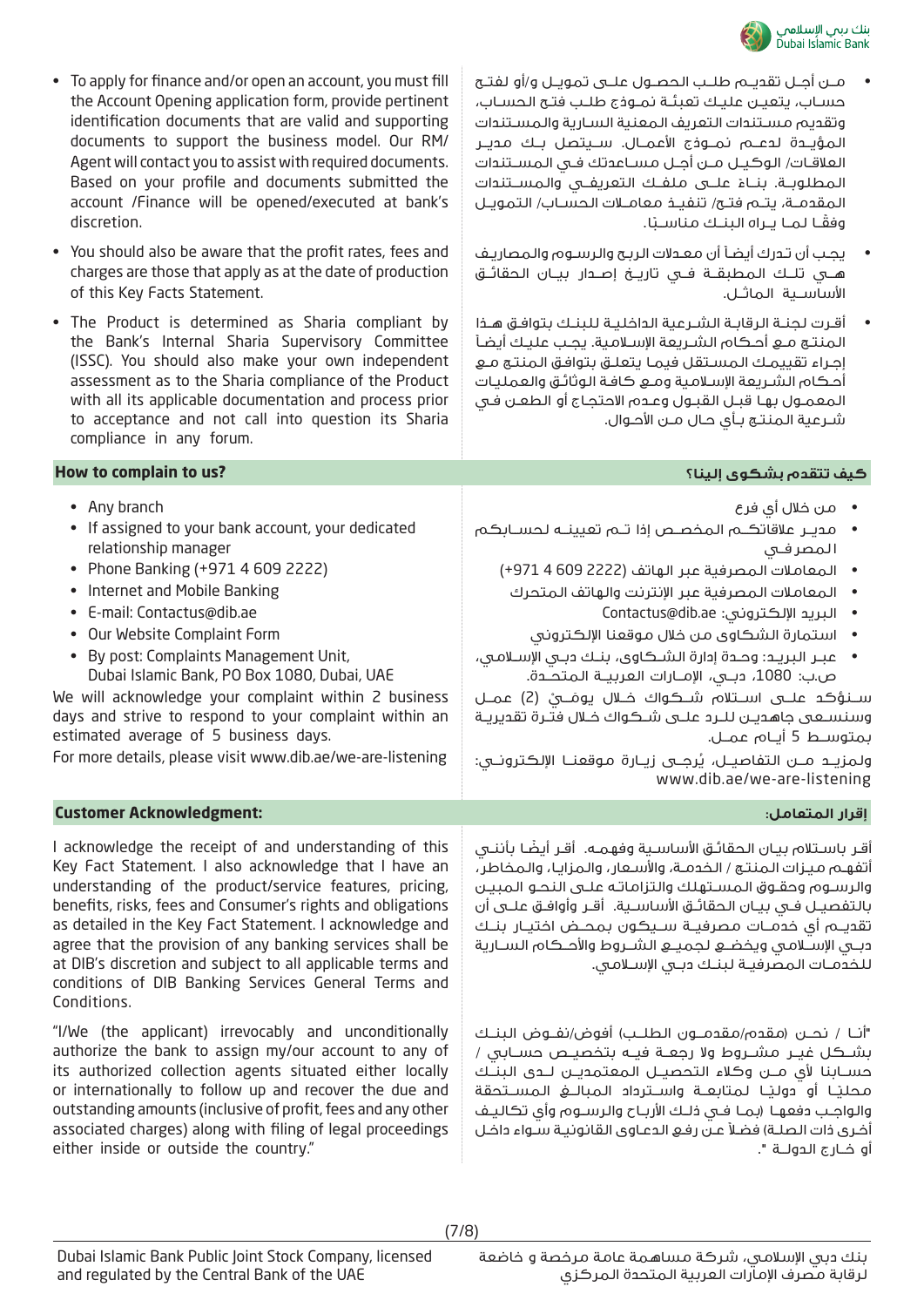- To apply for finance and/or open an account, you must fill the Account Opening application form, provide pertinent identification documents that are valid and supporting documents to support the business model. Our RM/ Agent will contact you to assist with required documents. Based on your profile and documents submitted the account /Finance will be opened/executed at bank's discretion.
- You should also be aware that the profit rates, fees and charges are those that apply as at the date of production of this Key Facts Statement.
- The Product is determined as Sharia compliant by the Bank's Internal Sharia Supervisory Committee (ISSC). You should also make your own independent assessment as to the Sharia compliance of the Product with all its applicable documentation and process prior to acceptance and not call into question its Sharia compliance in any forum.

- مـن أجـل تقديـم طلـب الحصـول علـى تمويـل و/أو لفتـح حسـاب، يتعيـن عليـك تعبئـة نمـوذج طلـب فتـح الحسـاب، وتقديم مسـتندات التعريف المعنية السـارية والمسـتندات المؤيـدة لدعـم نمـوذج الأعمـال. سـيتصل بـك مديـر العلاقات/ الوكيـل مـن أجـل مسـاعدتك فـي المسـتندات المطلوبـة. بنـاءً علـى ملفـك التعريفـي والمسـتندات المقدمـة، يتـم فتـح/ تنفيـذ معامـلات الحسـاب/ التمويـل وفقـًا لمـا يـراه البنـك مناسـبًا.
- يجـب أن تـدرك أيضـاً أن معـدلات الربـح والرسـوم والمصاريـف هـي تلـك المطبقـة فـي تاريـخ إصـدار بيـان الحقائـق الأساسـية الماثـل.
- أقـرت لجنـة الرقابـة الشـرعية الداخليـة للبنـك بتوافـق هـذا المنتـج مـع أحـكام الشـريعة الإسـلامية. يجـب عليـك أيضـاً إجـراء تقييمـك المسـتقل فيمـا يتعلـق بتوافـق المنتـج مـع أحـكام الشـريعة الإسـلامية ومـع كافـة الوثائـق والعمليـات المعمـول بهـا قبـل القبـول وعـدم الاحتجـاج أو الطعـن فـي شـرعية المنتـج بـأي حـال مـن الأحـوال.

## How to complain to us? | كيف تتقدم بشكوى إلينا؟

- Any branch
- If assigned to your bank account, your dedicated relationship manager
- Phone Banking (+971 4 609 2222)
- Internet and Mobile Banking
- E-mail: Contactus@dib.ae
- Our Website Complaint Form
- By post: Complaints Management Unit, Dubai Islamic Bank, PO Box 1080, Dubai, UAE

We will acknowledge your complaint within 2 business days and strive to respond to your complaint within an estimated average of 5 business days.

For more details, please visit www.dib.ae/we-are-listening

- مـن خلال أي فرع
- مديـر علاقاتكـم المخصـص إذا تـم تعيينـه لحسـابكم المصرفـي
- المعاملات المصرفية عبر الهاتف (2222 609 4 971+)
- المعاملات المصرفية عبر الإنترنت والهاتف المتحرك
- البريد الإلكتروني: Contactus@dib.ae
- استمارة الشكاوى من خلال موقعنا الإلكتروني
- عبـر البريـد: وحـدة إدارة الشـكاوى، بنـك دبـي الإسـلامي، ص.ب: 1080، دبـي، الإمـارات العربيـة المتحـدة.

سـنؤكد علـى اسـتلام شـكواك خـلال يومَـيْ (2) عمـل وسنسـعى جاهديـن للـرد علـى شـكواك خـلال فتـرة تقديريـة بمتوسـط 5 أيـام عمـل.

ولمزيـد مـن التفاصيـل، يُرجـى زيـارة موقعنـا الإلكترونـي: www.dib.ae/we-are-listening

## Customer Acknowledgment: | إقرار المتعامل:

I acknowledge the receipt of and understanding of this Key Fact Statement. I also acknowledge that I have an understanding of the product/service features, pricing, benefits, risks, fees and Consumer's rights and obligations as detailed in the Key Fact Statement. I acknowledge and agree that the provision of any banking services shall be at DIB's discretion and subject to all applicable terms and conditions of DIB Banking Services General Terms and Conditions.

"I/We (the applicant) irrevocably and unconditionally authorize the bank to assign my/our account to any of its authorized collection agents situated either locally or internationally to follow up and recover the due and outstanding amounts (inclusive of profit, fees and any other associated charges) along with filing of legal proceedings either inside or outside the country."

أقـر باسـتلام بيـان الحقائـق الأساسـية وفهمـه. أقـر أيضـًا بأننـي أتفهـم ميـزات المنتـج / الخدمـة، والأسـعار، والمزايـا، والمخاطـر، والرسـوم وحقـوق المسـتهلك والتزاماتـه علـى النحـو المبيـن بالتفصيـل فـي بيـان الحقائـق الأساسـية. أقـر وأوافـق علـى أن تقديـم أي خدمـات مصرفيـة سـيكون بمحـض اختيـار بنـك دبـي الإسـلامي ويخضـع لجميـع الشـروط والأحـكام السـارية للخدمـات المصرفيـة لبنـك دبـي الإسـلامي.

"أنـا / نحـن (مقدم/مقدمـو الطلـب) أفوض/نفـوض البنـك بشـكل غيـر مشـروط ولا رجعـة فيـه بتخصيـص حسـابي / حسـابنا لأي مـن وكلاء التحصيـل المعتمديـن لـدى البنـك محليـًا أو دوليـًا لمتابعـة واسـترداد المبالـغ المسـتحقة والواجـب دفعهـا (بمـا فـي ذلـك الأربـاح والرسـوم وأي تكاليـف أخـرى ذات الصلـة) فضلاً عـن رفـع الدعـاوى القانونيـة سـواء داخـل أو خـارج الدولـة ".

Dubai Islamic Bank Public Joint Stock Company, licensed and regulated by the Central Bank of the UAE

بنك دبي الإسلامي، شركة مساهمة عامة مرخصة و خاضعة لرقابة مصرف الإمارات العربية المتحدة المركزي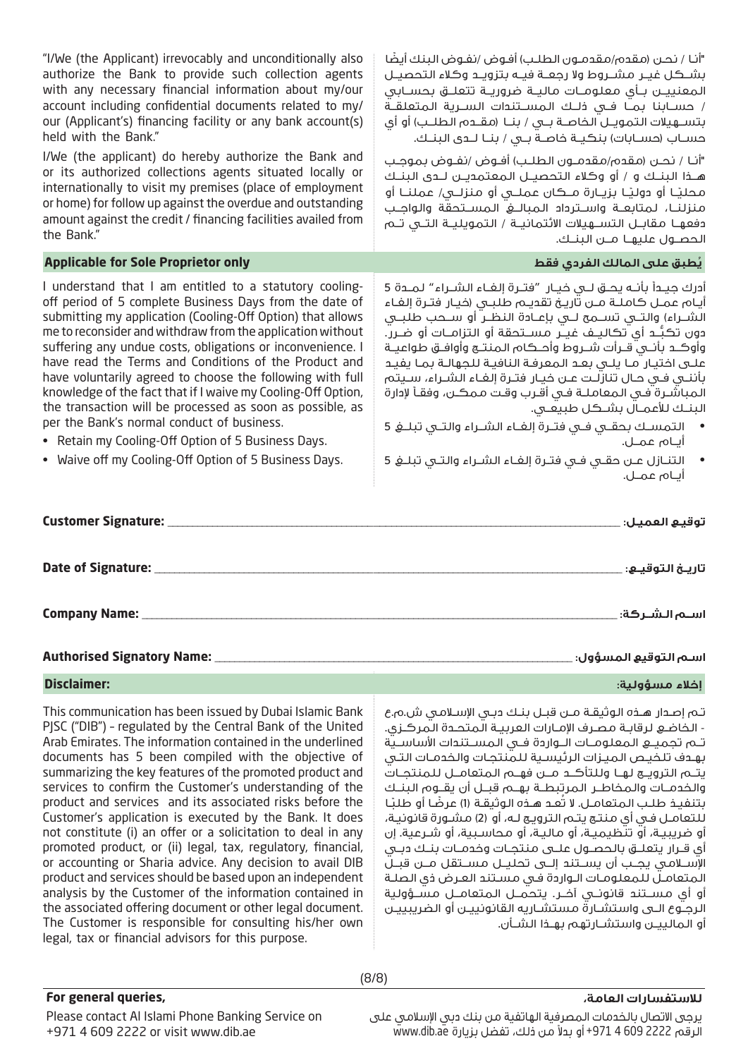"I/We (the Applicant) irrevocably and unconditionally also authorize the Bank to provide such collection agents with any necessary financial information about my/our account including confidential documents related to my/our (Applicant's) financing facility or any bank account(s) held with the Bank."

I/We (the applicant) do hereby authorize the Bank and or its authorized collections agents situated locally or internationally to visit my premises (place of employment or home) for follow up against the overdue and outstanding amount against the credit / financing facilities availed from the Bank."

"أنا / نحن (مقدم/مقدمون الطلب) أفوض /نفوض البنك أيضًا بشكل غير مشروط ولا رجعة فيه بتزويد وكلاء التحصيل المعنيين بأي معلومات مالية ضرورية تتعلق بحسابي / حسابنا بما في ذلك المستندات السرية المتعلقة بتسهيلات التمويل الخاصة بي / بنا (مقدم الطلب) أو أي حساب (حسابات) بنكية خاصة بي / بنا لدى البنك.

"أنا / نحن (مقدم/مقدمون الطلب) أفوض /نفوض بموجب هذا البنك و / أو وكلاء التحصيل المعتمدين لدى البنك محليًا أو دوليًا بزيارة مكان عملي أو منزلي/ عملنا أو منزلنا، لمتابعة واسترداد المبالغ المستحقة والواجب دفعها مقابل التسهيلات الائتمانية / التمويلية التي تم الحصول عليها من البنك.

**Applicable for Sole Proprietor only**

**يُطبق على المالك الفردي فقط**

I understand that I am entitled to a statutory cooling-off period of 5 complete Business Days from the date of submitting my application (Cooling-Off Option) that allows me to reconsider and withdraw from the application without suffering any undue costs, obligations or inconvenience. I have read the Terms and Conditions of the Product and have voluntarily agreed to choose the following with full knowledge of the fact that if I waive my Cooling-Off Option, the transaction will be processed as soon as possible, as per the Bank's normal conduct of business.

- Retain my Cooling-Off Option of 5 Business Days.
- Waive off my Cooling-Off Option of 5 Business Days.

أدرك جيداً بأنه يحق لي خيار "فترة إلغاء الشراء" لمدة 5 أيام عمل كاملة من تاريخ تقديم طلبي (خيار فترة إلغاء الشراء) والتي تسمح لي بإعادة النظر أو سحب طلبي دون تكبُّد أي تكاليف غير مستحقة أو التزامات أو ضرر. وأؤكد بأني قرأت شروط وأحكام المنتج وأوافق طواعية على اختيار ما يلي بعد المعرفة النافية للجهالة بما يفيد بأنني في حال تنازلت عن خيار فترة إلغاء الشراء، سيتم المباشرة في المعاملة في أقرب وقت ممكن، وفقاً لإدارة البنك للأعمال بشكل طبيعي.

- التمسك بحقي في فترة إلغاء الشراء والتي تبلغ 5 أيام عمل.
- التنازل عن حقي في فترة إلغاء الشراء والتي تبلغ 5 أيام عمل.

**Customer Signature:** ______________________ :**توقيع العميل**

**Date of Signature:** ______________________ :**تاريخ التوقيع**

**Company Name:** ______________________ :**اسم الشركة**

**Authorised Signatory Name:** ______________________ :**اسم التوقيع المسؤول**

**Disclaimer:**

**إخلاء مسؤولية:**

This communication has been issued by Dubai Islamic Bank PJSC ("DIB") – regulated by the Central Bank of the United Arab Emirates. The information contained in the underlined documents has 5 been compiled with the objective of summarizing the key features of the promoted product and services to confirm the Customer's understanding of the product and services and its associated risks before the Customer's application is executed by the Bank. It does not constitute (i) an offer or a solicitation to deal in any promoted product, or (ii) legal, tax, regulatory, financial, or accounting or Sharia advice. Any decision to avail DIB product and services should be based upon an independent analysis by the Customer of the information contained in the associated offering document or other legal document. The Customer is responsible for consulting his/her own legal, tax or financial advisors for this purpose.

تم إصدار هذه الوثيقة من قبل بنك دبي الإسلامي ش.م.ع - الخاضع لرقابة مصرف الإمارات العربية المتحدة المركزي. تم تجميع المعلومات الواردة في المستندات الأساسية بهدف تلخيص الميزات الرئيسية للمنتجات والخدمات التي يتم الترويج لها وللتأكد من فهم المتعامل للمنتجات والخدمات والمخاطر المرتبطة بهم قبل أن يقوم البنك بتنفيذ طلب المتعامل. لا تُعد هذه الوثيقة (1) عرضًا أو طلبًا للتعامل في أي منتج يتم الترويج له، أو (2) مشورة قانونية، أو ضريبية، أو تنظيمية، أو مالية، أو محاسبية، أو شرعية. إن أي قرار يتعلق بالحصول على منتجات وخدمات بنك دبي الإسلامي يجب أن يستند إلى تحليل مستقل من قبل المتعامل للمعلومات الواردة في مستند العرض ذي الصلة أو أي مستند قانوني آخر. يتحمل المتعامل مسؤولية الرجوع الى واستشارة مستشاريه القانونيين أو الضريبيين أو الماليين واستشارتهم بهذا الشأن.

**For general queries,**

Please contact Al Islami Phone Banking Service on +971 4 609 2222 or visit www.dib.ae

**للاستفسارات العامة،**

يرجى الاتصال بالخدمات المصرفية الهاتفية من بنك دبي الإسلامي على الرقم 2222 609 4 971+ أو بدلاً من ذلك، تفضل بزيارة www.dib.ae